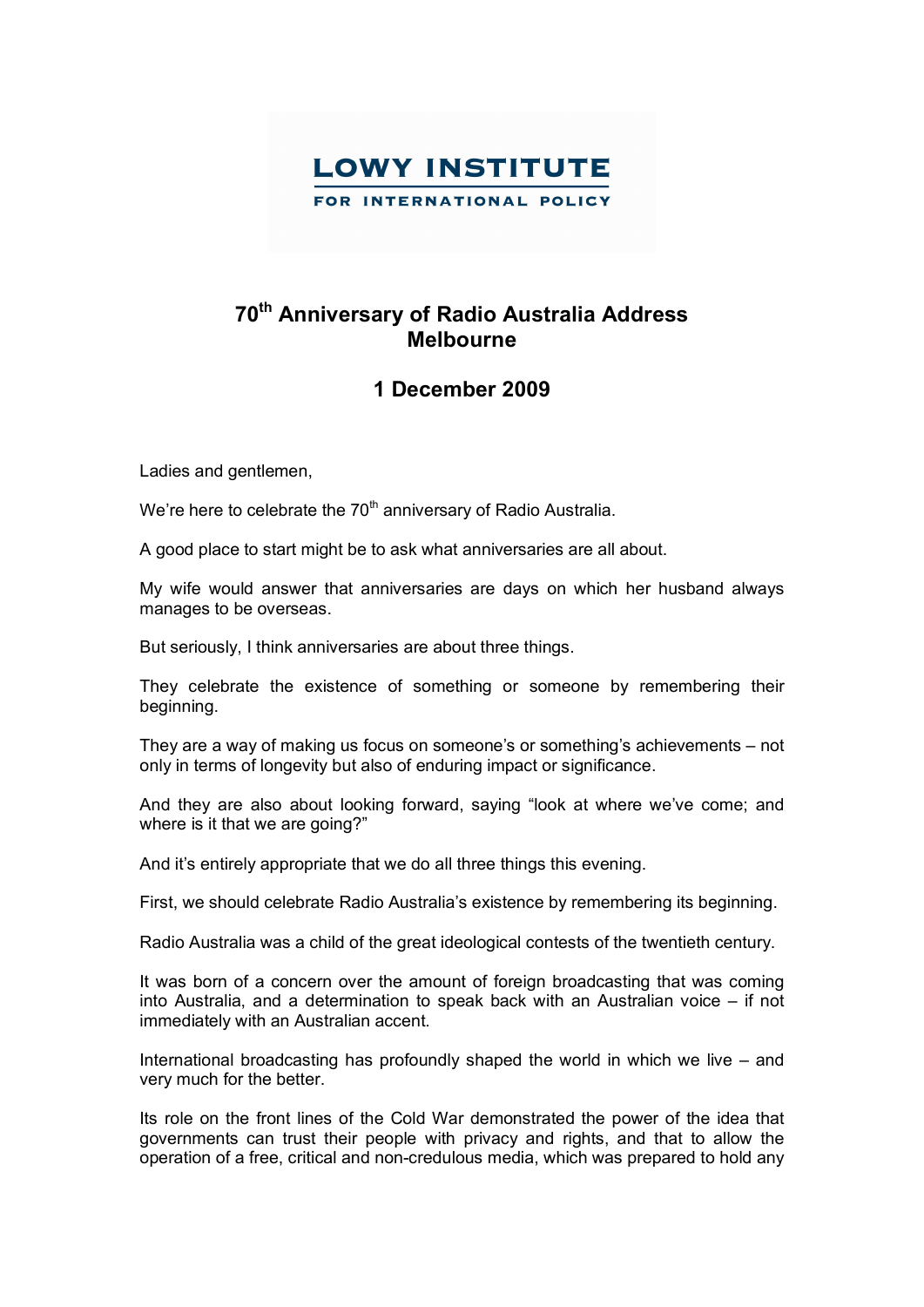LOWY INSTITUTE
FOR INTERNATIONAL POLICY

# 70th Anniversary of Radio Australia Address Melbourne

## 1 December 2009

Ladies and gentlemen,

We're here to celebrate the 70th anniversary of Radio Australia.

A good place to start might be to ask what anniversaries are all about.

My wife would answer that anniversaries are days on which her husband always manages to be overseas.

But seriously, I think anniversaries are about three things.

They celebrate the existence of something or someone by remembering their beginning.

They are a way of making us focus on someone's or something's achievements – not only in terms of longevity but also of enduring impact or significance.

And they are also about looking forward, saying "look at where we've come; and where is it that we are going?"

And it's entirely appropriate that we do all three things this evening.

First, we should celebrate Radio Australia's existence by remembering its beginning.

Radio Australia was a child of the great ideological contests of the twentieth century.

It was born of a concern over the amount of foreign broadcasting that was coming into Australia, and a determination to speak back with an Australian voice – if not immediately with an Australian accent.

International broadcasting has profoundly shaped the world in which we live – and very much for the better.

Its role on the front lines of the Cold War demonstrated the power of the idea that governments can trust their people with privacy and rights, and that to allow the operation of a free, critical and non-credulous media, which was prepared to hold any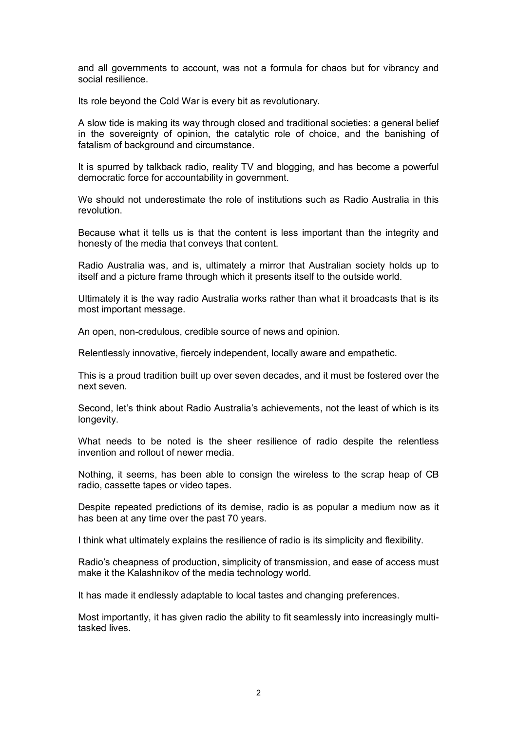and all governments to account, was not a formula for chaos but for vibrancy and social resilience.

Its role beyond the Cold War is every bit as revolutionary.

A slow tide is making its way through closed and traditional societies: a general belief in the sovereignty of opinion, the catalytic role of choice, and the banishing of fatalism of background and circumstance.

It is spurred by talkback radio, reality TV and blogging, and has become a powerful democratic force for accountability in government.

We should not underestimate the role of institutions such as Radio Australia in this revolution.

Because what it tells us is that the content is less important than the integrity and honesty of the media that conveys that content.

Radio Australia was, and is, ultimately a mirror that Australian society holds up to itself and a picture frame through which it presents itself to the outside world.

Ultimately it is the way radio Australia works rather than what it broadcasts that is its most important message.

An open, non-credulous, credible source of news and opinion.

Relentlessly innovative, fiercely independent, locally aware and empathetic.

This is a proud tradition built up over seven decades, and it must be fostered over the next seven.

Second, let's think about Radio Australia's achievements, not the least of which is its longevity.

What needs to be noted is the sheer resilience of radio despite the relentless invention and rollout of newer media.

Nothing, it seems, has been able to consign the wireless to the scrap heap of CB radio, cassette tapes or video tapes.

Despite repeated predictions of its demise, radio is as popular a medium now as it has been at any time over the past 70 years.

I think what ultimately explains the resilience of radio is its simplicity and flexibility.

Radio's cheapness of production, simplicity of transmission, and ease of access must make it the Kalashnikov of the media technology world.

It has made it endlessly adaptable to local tastes and changing preferences.

Most importantly, it has given radio the ability to fit seamlessly into increasingly multi-tasked lives.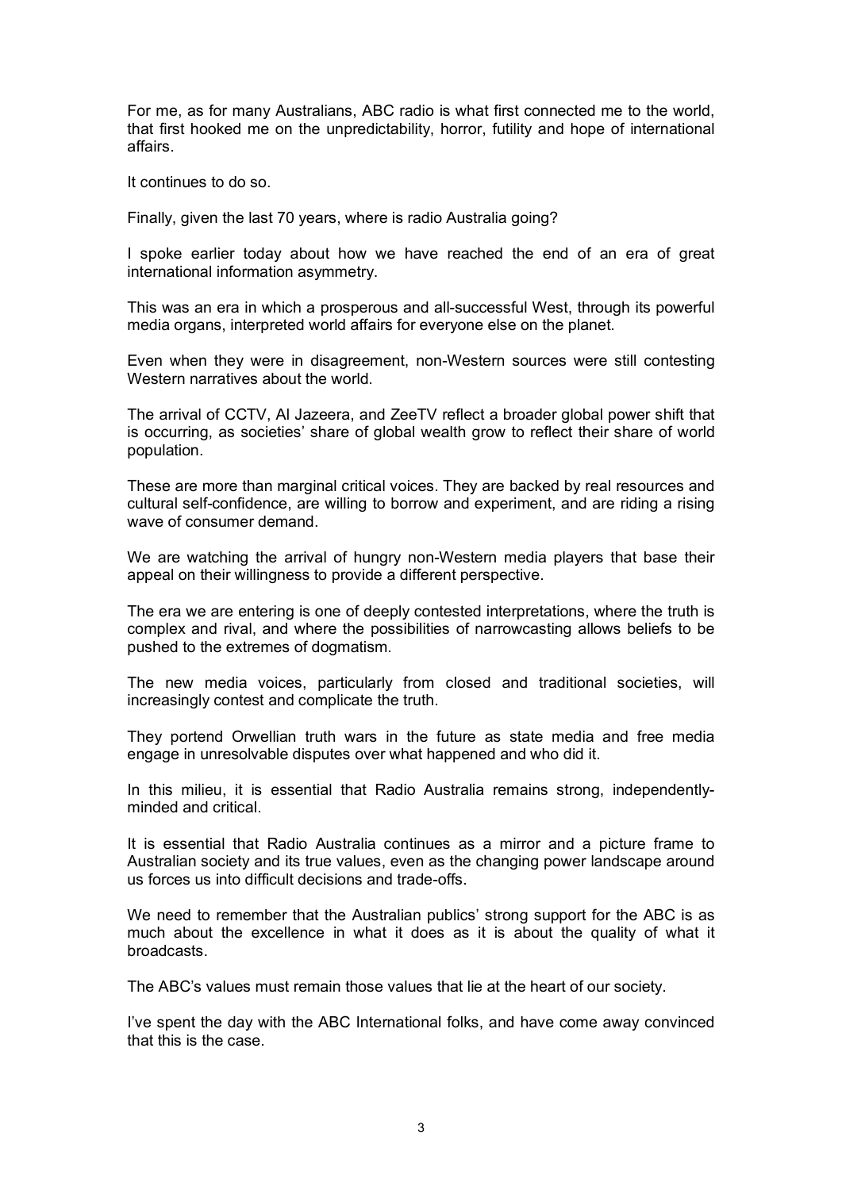For me, as for many Australians, ABC radio is what first connected me to the world, that first hooked me on the unpredictability, horror, futility and hope of international affairs.

It continues to do so.

Finally, given the last 70 years, where is radio Australia going?

I spoke earlier today about how we have reached the end of an era of great international information asymmetry.

This was an era in which a prosperous and all-successful West, through its powerful media organs, interpreted world affairs for everyone else on the planet.

Even when they were in disagreement, non-Western sources were still contesting Western narratives about the world.

The arrival of CCTV, Al Jazeera, and ZeeTV reflect a broader global power shift that is occurring, as societies' share of global wealth grow to reflect their share of world population.

These are more than marginal critical voices. They are backed by real resources and cultural self-confidence, are willing to borrow and experiment, and are riding a rising wave of consumer demand.

We are watching the arrival of hungry non-Western media players that base their appeal on their willingness to provide a different perspective.

The era we are entering is one of deeply contested interpretations, where the truth is complex and rival, and where the possibilities of narrowcasting allows beliefs to be pushed to the extremes of dogmatism.

The new media voices, particularly from closed and traditional societies, will increasingly contest and complicate the truth.

They portend Orwellian truth wars in the future as state media and free media engage in unresolvable disputes over what happened and who did it.

In this milieu, it is essential that Radio Australia remains strong, independently-minded and critical.

It is essential that Radio Australia continues as a mirror and a picture frame to Australian society and its true values, even as the changing power landscape around us forces us into difficult decisions and trade-offs.

We need to remember that the Australian publics' strong support for the ABC is as much about the excellence in what it does as it is about the quality of what it broadcasts.

The ABC's values must remain those values that lie at the heart of our society.

I've spent the day with the ABC International folks, and have come away convinced that this is the case.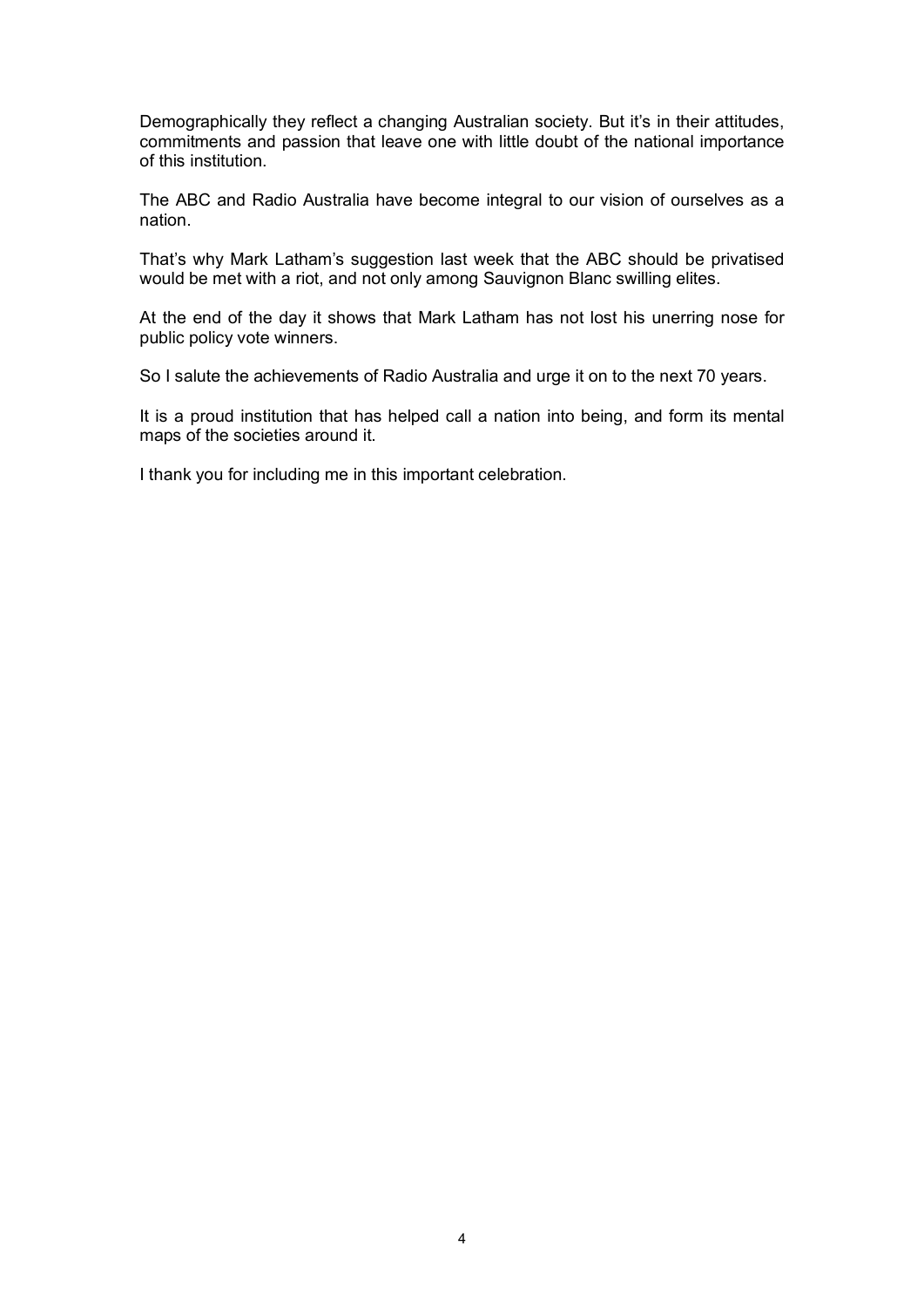Demographically they reflect a changing Australian society. But it's in their attitudes, commitments and passion that leave one with little doubt of the national importance of this institution.

The ABC and Radio Australia have become integral to our vision of ourselves as a nation.

That's why Mark Latham's suggestion last week that the ABC should be privatised would be met with a riot, and not only among Sauvignon Blanc swilling elites.

At the end of the day it shows that Mark Latham has not lost his unerring nose for public policy vote winners.

So I salute the achievements of Radio Australia and urge it on to the next 70 years.

It is a proud institution that has helped call a nation into being, and form its mental maps of the societies around it.

I thank you for including me in this important celebration.